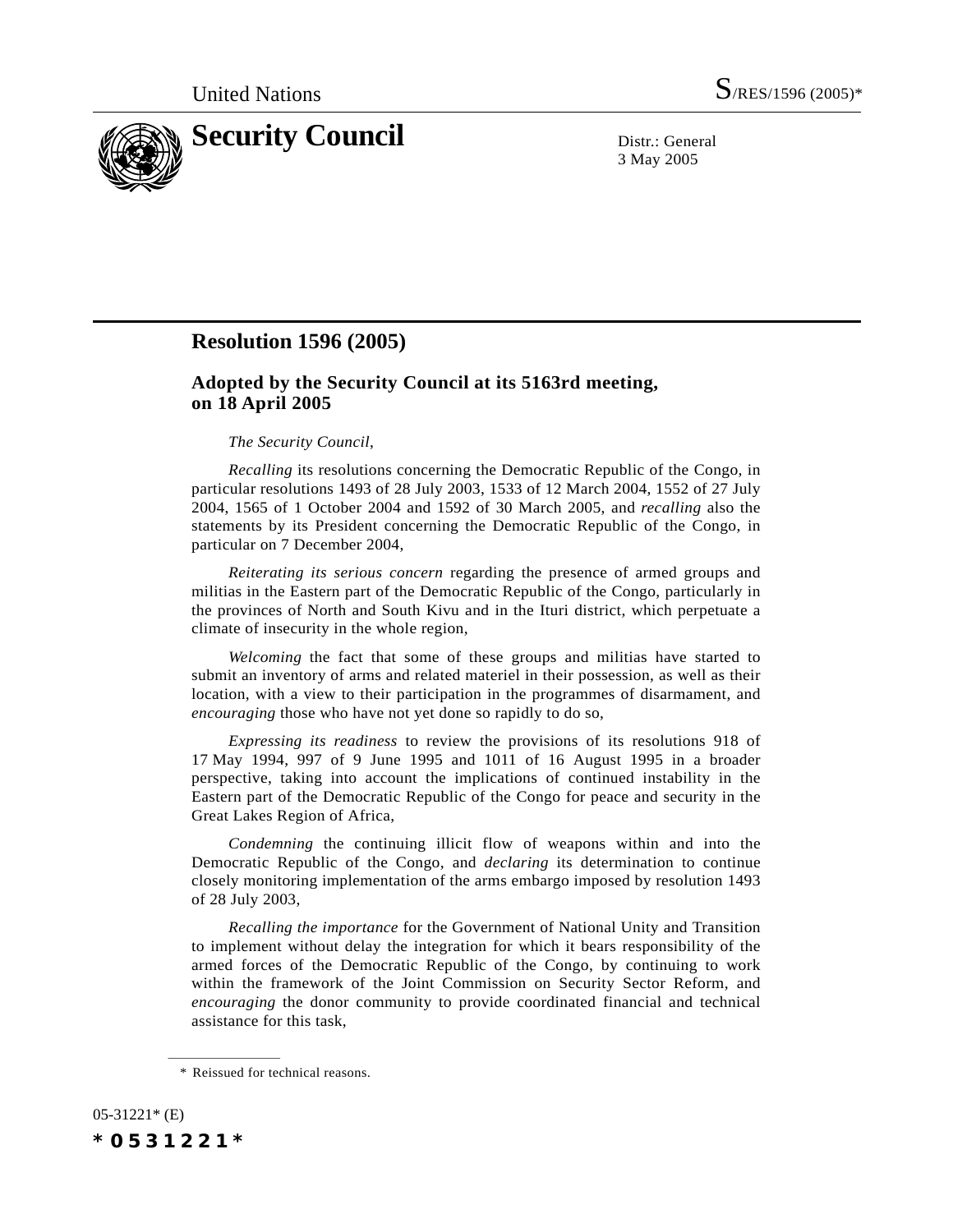United Nations S/RES/1596 (2005)*

# Security Council

Distr.: General
3 May 2005

## Resolution 1596 (2005)

### Adopted by the Security Council at its 5163rd meeting, on 18 April 2005

*The Security Council*,

*Recalling* its resolutions concerning the Democratic Republic of the Congo, in particular resolutions 1493 of 28 July 2003, 1533 of 12 March 2004, 1552 of 27 July 2004, 1565 of 1 October 2004 and 1592 of 30 March 2005, and *recalling* also the statements by its President concerning the Democratic Republic of the Congo, in particular on 7 December 2004,

*Reiterating its serious concern* regarding the presence of armed groups and militias in the Eastern part of the Democratic Republic of the Congo, particularly in the provinces of North and South Kivu and in the Ituri district, which perpetuate a climate of insecurity in the whole region,

*Welcoming* the fact that some of these groups and militias have started to submit an inventory of arms and related materiel in their possession, as well as their location, with a view to their participation in the programmes of disarmament, and *encouraging* those who have not yet done so rapidly to do so,

*Expressing its readiness* to review the provisions of its resolutions 918 of 17 May 1994, 997 of 9 June 1995 and 1011 of 16 August 1995 in a broader perspective, taking into account the implications of continued instability in the Eastern part of the Democratic Republic of the Congo for peace and security in the Great Lakes Region of Africa,

*Condemning* the continuing illicit flow of weapons within and into the Democratic Republic of the Congo, and *declaring* its determination to continue closely monitoring implementation of the arms embargo imposed by resolution 1493 of 28 July 2003,

*Recalling the importance* for the Government of National Unity and Transition to implement without delay the integration for which it bears responsibility of the armed forces of the Democratic Republic of the Congo, by continuing to work within the framework of the Joint Commission on Security Sector Reform, and *encouraging* the donor community to provide coordinated financial and technical assistance for this task,

\* Reissued for technical reasons.

05-31221* (E)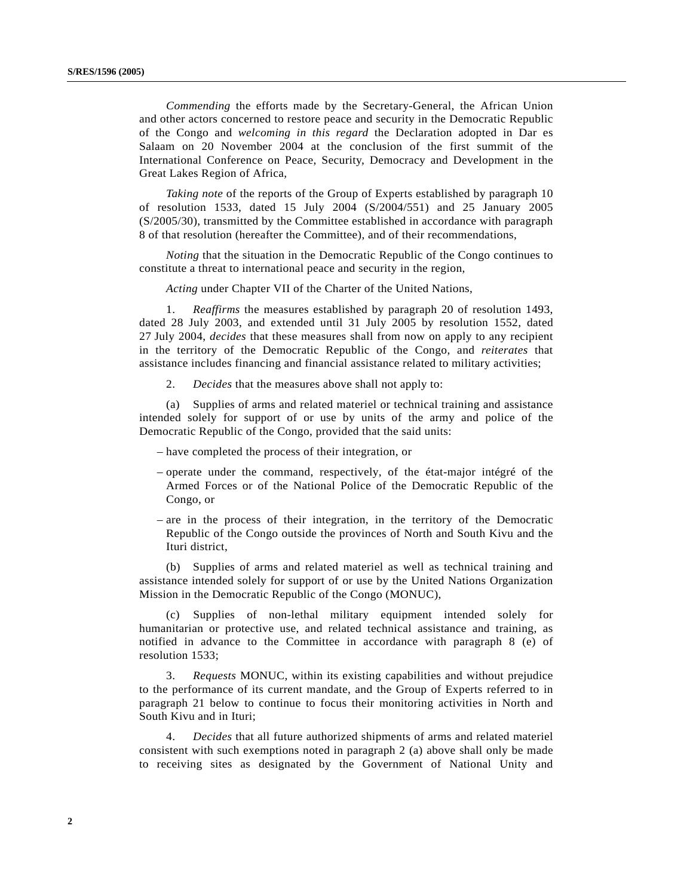*Commending* the efforts made by the Secretary-General, the African Union and other actors concerned to restore peace and security in the Democratic Republic of the Congo and *welcoming in this regard* the Declaration adopted in Dar es Salaam on 20 November 2004 at the conclusion of the first summit of the International Conference on Peace, Security, Democracy and Development in the Great Lakes Region of Africa,

*Taking note* of the reports of the Group of Experts established by paragraph 10 of resolution 1533, dated 15 July 2004 (S/2004/551) and 25 January 2005 (S/2005/30), transmitted by the Committee established in accordance with paragraph 8 of that resolution (hereafter the Committee), and of their recommendations,

*Noting* that the situation in the Democratic Republic of the Congo continues to constitute a threat to international peace and security in the region,

*Acting* under Chapter VII of the Charter of the United Nations,

1. *Reaffirms* the measures established by paragraph 20 of resolution 1493, dated 28 July 2003, and extended until 31 July 2005 by resolution 1552, dated 27 July 2004, *decides* that these measures shall from now on apply to any recipient in the territory of the Democratic Republic of the Congo, and *reiterates* that assistance includes financing and financial assistance related to military activities;

2. *Decides* that the measures above shall not apply to:

(a) Supplies of arms and related materiel or technical training and assistance intended solely for support of or use by units of the army and police of the Democratic Republic of the Congo, provided that the said units:

– have completed the process of their integration, or

– operate under the command, respectively, of the état-major intégré of the Armed Forces or of the National Police of the Democratic Republic of the Congo, or

– are in the process of their integration, in the territory of the Democratic Republic of the Congo outside the provinces of North and South Kivu and the Ituri district,

(b) Supplies of arms and related materiel as well as technical training and assistance intended solely for support of or use by the United Nations Organization Mission in the Democratic Republic of the Congo (MONUC),

(c) Supplies of non-lethal military equipment intended solely for humanitarian or protective use, and related technical assistance and training, as notified in advance to the Committee in accordance with paragraph 8 (e) of resolution 1533;

3. *Requests* MONUC, within its existing capabilities and without prejudice to the performance of its current mandate, and the Group of Experts referred to in paragraph 21 below to continue to focus their monitoring activities in North and South Kivu and in Ituri;

4. *Decides* that all future authorized shipments of arms and related materiel consistent with such exemptions noted in paragraph 2 (a) above shall only be made to receiving sites as designated by the Government of National Unity and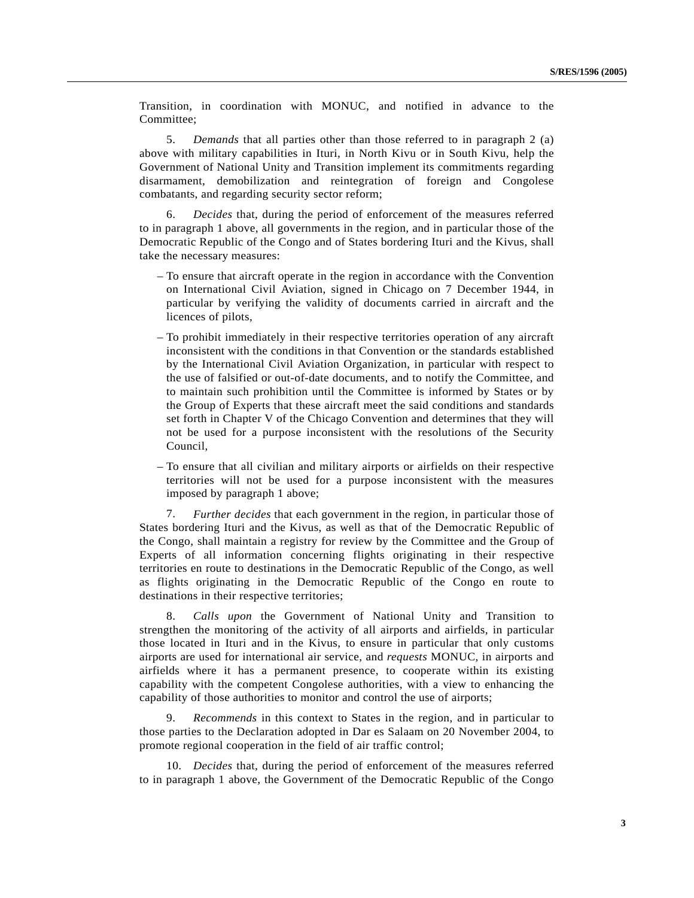Transition, in coordination with MONUC, and notified in advance to the Committee;

5. *Demands* that all parties other than those referred to in paragraph 2 (a) above with military capabilities in Ituri, in North Kivu or in South Kivu, help the Government of National Unity and Transition implement its commitments regarding disarmament, demobilization and reintegration of foreign and Congolese combatants, and regarding security sector reform;

6. *Decides* that, during the period of enforcement of the measures referred to in paragraph 1 above, all governments in the region, and in particular those of the Democratic Republic of the Congo and of States bordering Ituri and the Kivus, shall take the necessary measures:

– To ensure that aircraft operate in the region in accordance with the Convention on International Civil Aviation, signed in Chicago on 7 December 1944, in particular by verifying the validity of documents carried in aircraft and the licences of pilots,

– To prohibit immediately in their respective territories operation of any aircraft inconsistent with the conditions in that Convention or the standards established by the International Civil Aviation Organization, in particular with respect to the use of falsified or out-of-date documents, and to notify the Committee, and to maintain such prohibition until the Committee is informed by States or by the Group of Experts that these aircraft meet the said conditions and standards set forth in Chapter V of the Chicago Convention and determines that they will not be used for a purpose inconsistent with the resolutions of the Security Council,

– To ensure that all civilian and military airports or airfields on their respective territories will not be used for a purpose inconsistent with the measures imposed by paragraph 1 above;

7. *Further decides* that each government in the region, in particular those of States bordering Ituri and the Kivus, as well as that of the Democratic Republic of the Congo, shall maintain a registry for review by the Committee and the Group of Experts of all information concerning flights originating in their respective territories en route to destinations in the Democratic Republic of the Congo, as well as flights originating in the Democratic Republic of the Congo en route to destinations in their respective territories;

8. *Calls upon* the Government of National Unity and Transition to strengthen the monitoring of the activity of all airports and airfields, in particular those located in Ituri and in the Kivus, to ensure in particular that only customs airports are used for international air service, and *requests* MONUC, in airports and airfields where it has a permanent presence, to cooperate within its existing capability with the competent Congolese authorities, with a view to enhancing the capability of those authorities to monitor and control the use of airports;

9. *Recommends* in this context to States in the region, and in particular to those parties to the Declaration adopted in Dar es Salaam on 20 November 2004, to promote regional cooperation in the field of air traffic control;

10. *Decides* that, during the period of enforcement of the measures referred to in paragraph 1 above, the Government of the Democratic Republic of the Congo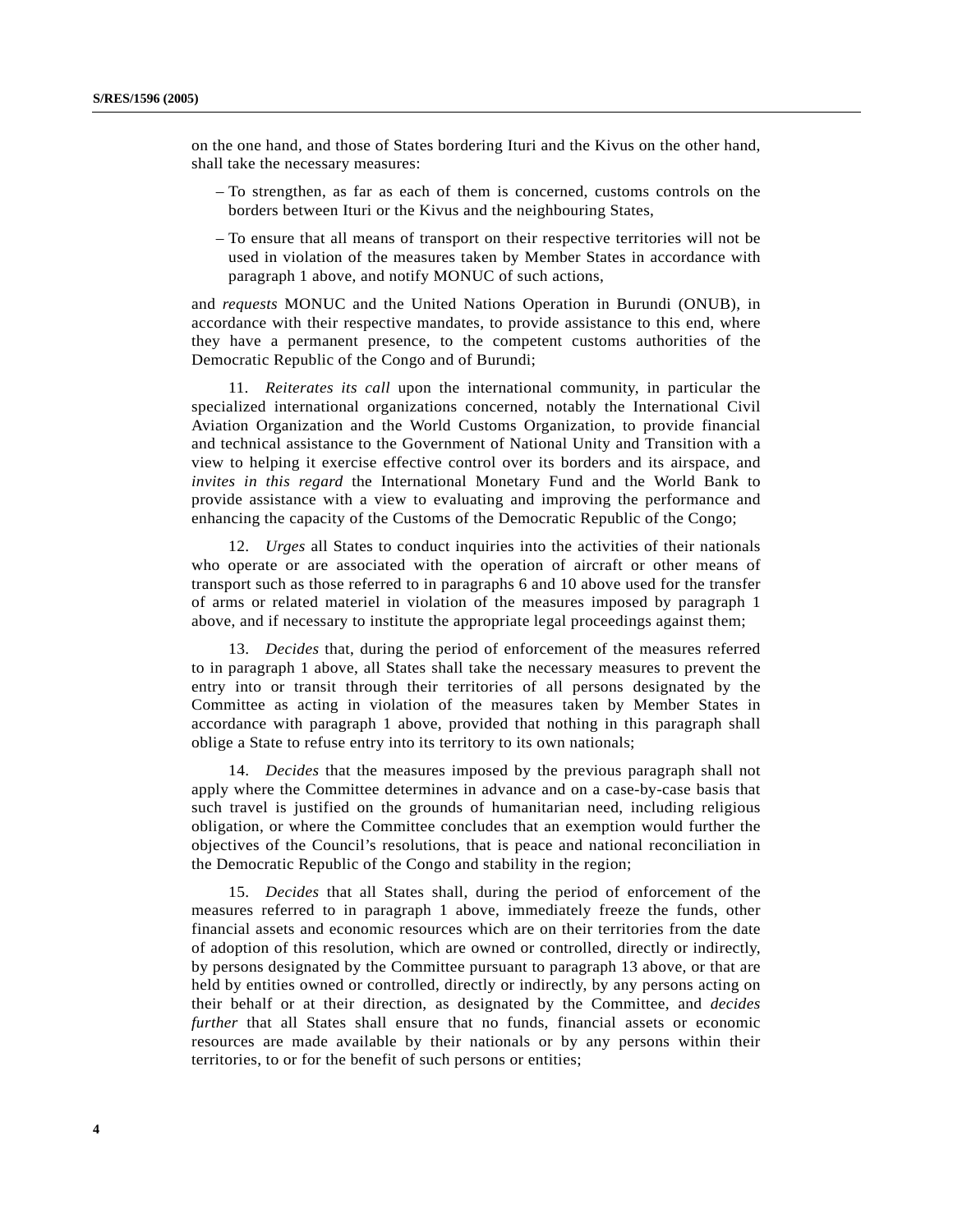on the one hand, and those of States bordering Ituri and the Kivus on the other hand, shall take the necessary measures:

– To strengthen, as far as each of them is concerned, customs controls on the borders between Ituri or the Kivus and the neighbouring States,

– To ensure that all means of transport on their respective territories will not be used in violation of the measures taken by Member States in accordance with paragraph 1 above, and notify MONUC of such actions,

and *requests* MONUC and the United Nations Operation in Burundi (ONUB), in accordance with their respective mandates, to provide assistance to this end, where they have a permanent presence, to the competent customs authorities of the Democratic Republic of the Congo and of Burundi;

11. *Reiterates its call* upon the international community, in particular the specialized international organizations concerned, notably the International Civil Aviation Organization and the World Customs Organization, to provide financial and technical assistance to the Government of National Unity and Transition with a view to helping it exercise effective control over its borders and its airspace, and *invites in this regard* the International Monetary Fund and the World Bank to provide assistance with a view to evaluating and improving the performance and enhancing the capacity of the Customs of the Democratic Republic of the Congo;

12. *Urges* all States to conduct inquiries into the activities of their nationals who operate or are associated with the operation of aircraft or other means of transport such as those referred to in paragraphs 6 and 10 above used for the transfer of arms or related materiel in violation of the measures imposed by paragraph 1 above, and if necessary to institute the appropriate legal proceedings against them;

13. *Decides* that, during the period of enforcement of the measures referred to in paragraph 1 above, all States shall take the necessary measures to prevent the entry into or transit through their territories of all persons designated by the Committee as acting in violation of the measures taken by Member States in accordance with paragraph 1 above, provided that nothing in this paragraph shall oblige a State to refuse entry into its territory to its own nationals;

14. *Decides* that the measures imposed by the previous paragraph shall not apply where the Committee determines in advance and on a case-by-case basis that such travel is justified on the grounds of humanitarian need, including religious obligation, or where the Committee concludes that an exemption would further the objectives of the Council's resolutions, that is peace and national reconciliation in the Democratic Republic of the Congo and stability in the region;

15. *Decides* that all States shall, during the period of enforcement of the measures referred to in paragraph 1 above, immediately freeze the funds, other financial assets and economic resources which are on their territories from the date of adoption of this resolution, which are owned or controlled, directly or indirectly, by persons designated by the Committee pursuant to paragraph 13 above, or that are held by entities owned or controlled, directly or indirectly, by any persons acting on their behalf or at their direction, as designated by the Committee, and *decides further* that all States shall ensure that no funds, financial assets or economic resources are made available by their nationals or by any persons within their territories, to or for the benefit of such persons or entities;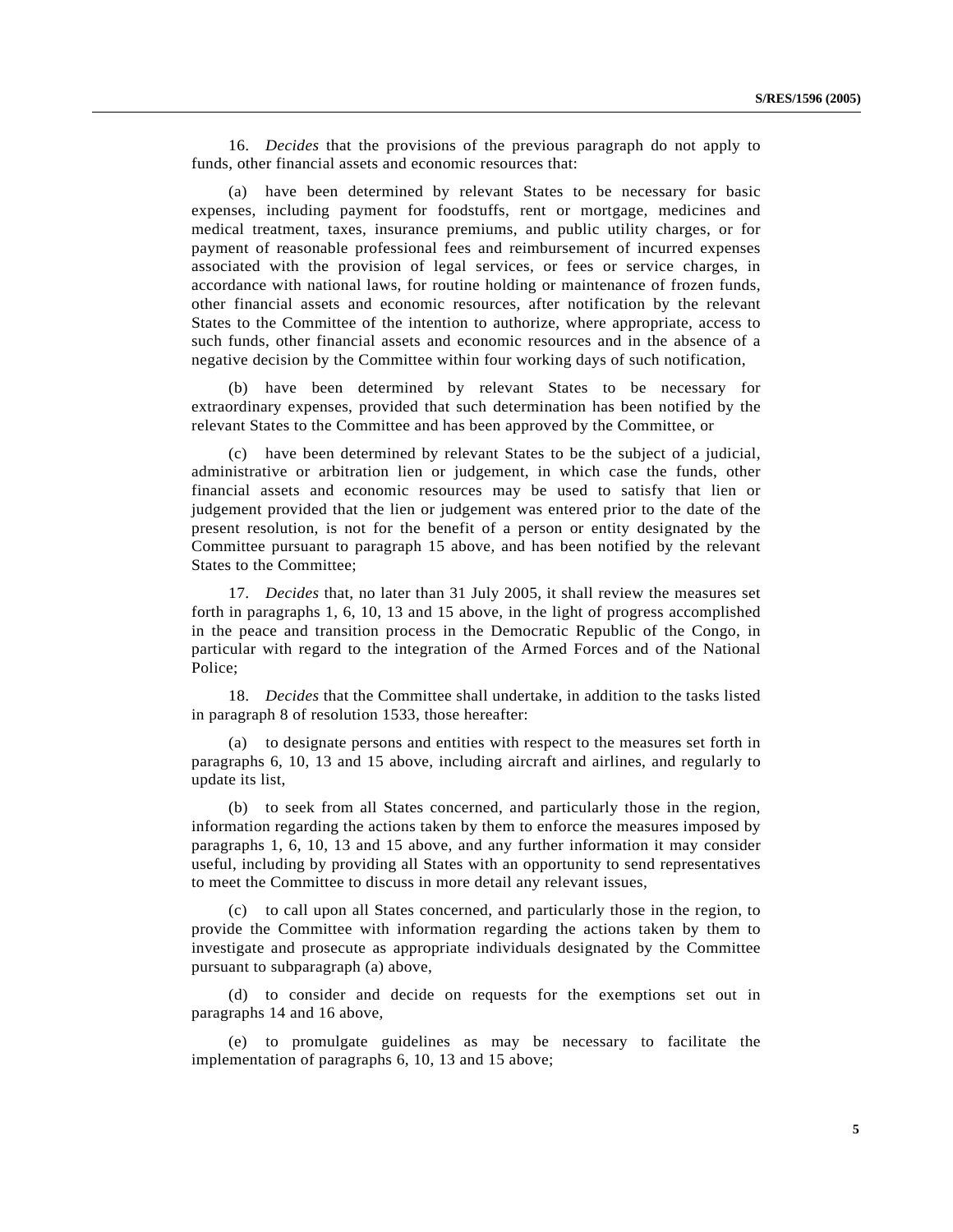16. *Decides* that the provisions of the previous paragraph do not apply to funds, other financial assets and economic resources that:

(a) have been determined by relevant States to be necessary for basic expenses, including payment for foodstuffs, rent or mortgage, medicines and medical treatment, taxes, insurance premiums, and public utility charges, or for payment of reasonable professional fees and reimbursement of incurred expenses associated with the provision of legal services, or fees or service charges, in accordance with national laws, for routine holding or maintenance of frozen funds, other financial assets and economic resources, after notification by the relevant States to the Committee of the intention to authorize, where appropriate, access to such funds, other financial assets and economic resources and in the absence of a negative decision by the Committee within four working days of such notification,

(b) have been determined by relevant States to be necessary for extraordinary expenses, provided that such determination has been notified by the relevant States to the Committee and has been approved by the Committee, or

(c) have been determined by relevant States to be the subject of a judicial, administrative or arbitration lien or judgement, in which case the funds, other financial assets and economic resources may be used to satisfy that lien or judgement provided that the lien or judgement was entered prior to the date of the present resolution, is not for the benefit of a person or entity designated by the Committee pursuant to paragraph 15 above, and has been notified by the relevant States to the Committee;

17. *Decides* that, no later than 31 July 2005, it shall review the measures set forth in paragraphs 1, 6, 10, 13 and 15 above, in the light of progress accomplished in the peace and transition process in the Democratic Republic of the Congo, in particular with regard to the integration of the Armed Forces and of the National Police;

18. *Decides* that the Committee shall undertake, in addition to the tasks listed in paragraph 8 of resolution 1533, those hereafter:

(a) to designate persons and entities with respect to the measures set forth in paragraphs 6, 10, 13 and 15 above, including aircraft and airlines, and regularly to update its list,

(b) to seek from all States concerned, and particularly those in the region, information regarding the actions taken by them to enforce the measures imposed by paragraphs 1, 6, 10, 13 and 15 above, and any further information it may consider useful, including by providing all States with an opportunity to send representatives to meet the Committee to discuss in more detail any relevant issues,

(c) to call upon all States concerned, and particularly those in the region, to provide the Committee with information regarding the actions taken by them to investigate and prosecute as appropriate individuals designated by the Committee pursuant to subparagraph (a) above,

(d) to consider and decide on requests for the exemptions set out in paragraphs 14 and 16 above,

(e) to promulgate guidelines as may be necessary to facilitate the implementation of paragraphs 6, 10, 13 and 15 above;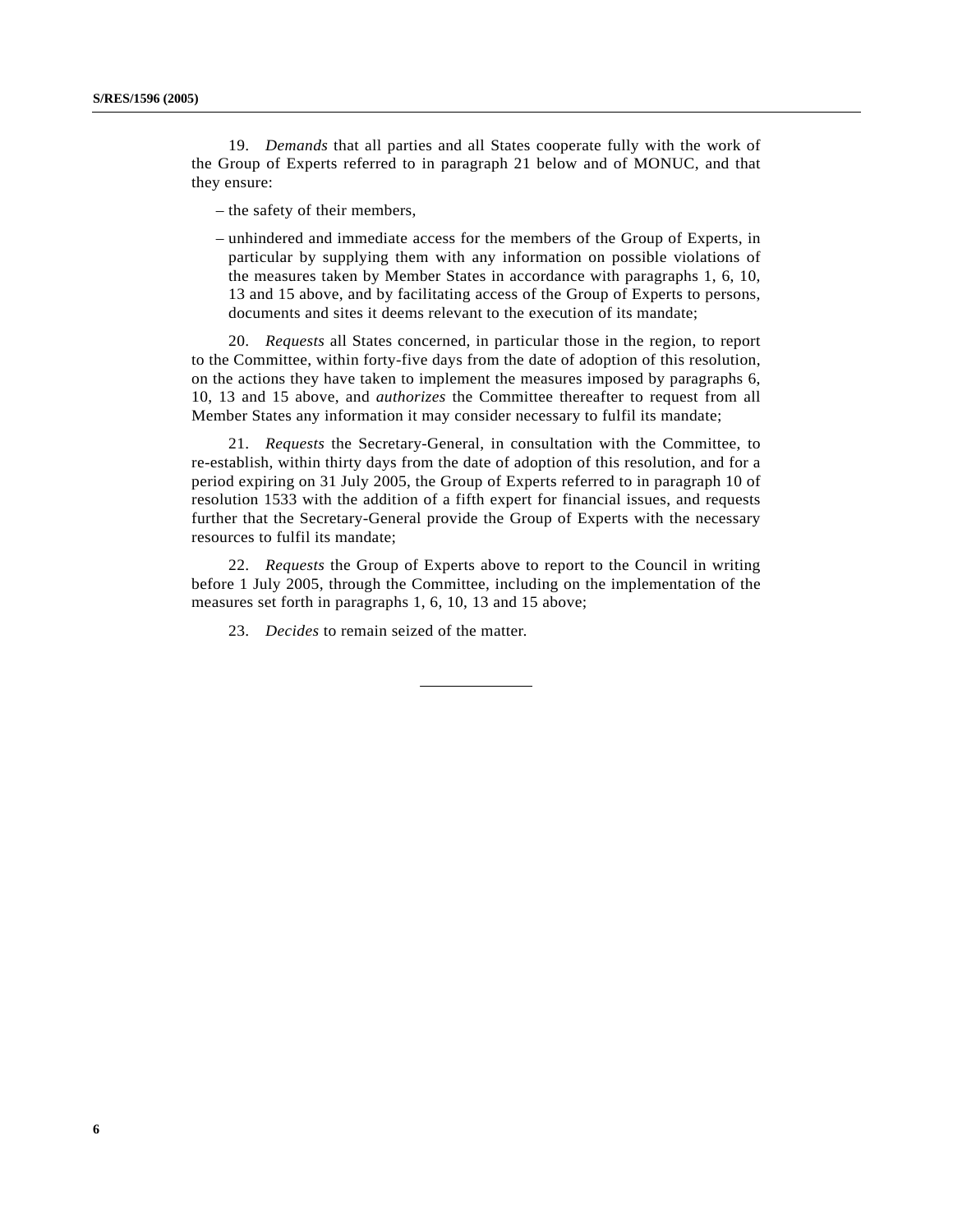19. *Demands* that all parties and all States cooperate fully with the work of the Group of Experts referred to in paragraph 21 below and of MONUC, and that they ensure:

– the safety of their members,

– unhindered and immediate access for the members of the Group of Experts, in particular by supplying them with any information on possible violations of the measures taken by Member States in accordance with paragraphs 1, 6, 10, 13 and 15 above, and by facilitating access of the Group of Experts to persons, documents and sites it deems relevant to the execution of its mandate;

20. *Requests* all States concerned, in particular those in the region, to report to the Committee, within forty-five days from the date of adoption of this resolution, on the actions they have taken to implement the measures imposed by paragraphs 6, 10, 13 and 15 above, and *authorizes* the Committee thereafter to request from all Member States any information it may consider necessary to fulfil its mandate;

21. *Requests* the Secretary-General, in consultation with the Committee, to re-establish, within thirty days from the date of adoption of this resolution, and for a period expiring on 31 July 2005, the Group of Experts referred to in paragraph 10 of resolution 1533 with the addition of a fifth expert for financial issues, and requests further that the Secretary-General provide the Group of Experts with the necessary resources to fulfil its mandate;

22. *Requests* the Group of Experts above to report to the Council in writing before 1 July 2005, through the Committee, including on the implementation of the measures set forth in paragraphs 1, 6, 10, 13 and 15 above;

23. *Decides* to remain seized of the matter.